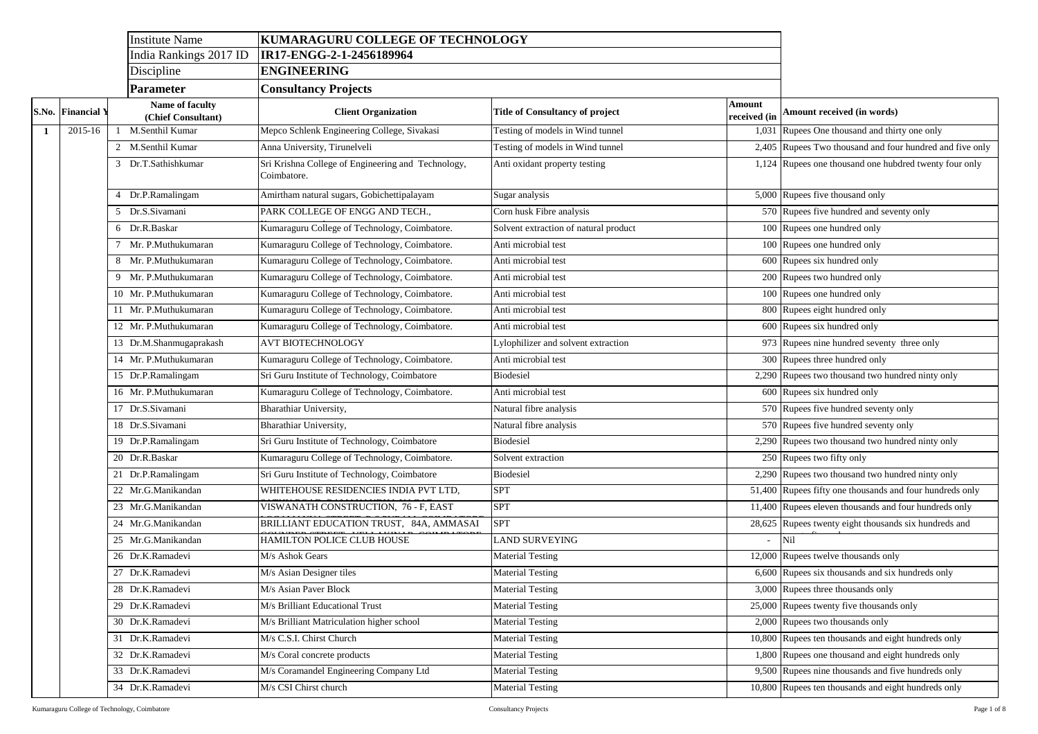| | |
|---|---|
| Institute Name | **KUMARAGURU COLLEGE OF TECHNOLOGY** |
| India Rankings 2017 ID | **IR17-ENGG-2-1-2456189964** |
| Discipline | **ENGINEERING** |
| **Parameter** | **Consultancy Projects** |

| S.No. | Financial Y | | Name of faculty (Chief Consultant) | Client Organization | Title of Consultancy of project | Amount received (in | Amount received (in words) |
|---|---|---|---|---|---|---|---|
| 1 | 2015-16 | 1 | M.Senthil Kumar | Mepco Schlenk Engineering College, Sivakasi | Testing of models in Wind tunnel | 1,031 | Rupees One thousand and thirty one only |
| | | 2 | M.Senthil Kumar | Anna University, Tirunelveli | Testing of models in Wind tunnel | 2,405 | Rupees Two thousand and four hundred and five only |
| | | 3 | Dr.T.Sathishkumar | Sri Krishna College of Engineering and Technology, Coimbatore. | Anti oxidant property testing | 1,124 | Rupees one thousand one hubdred twenty four only |
| | | 4 | Dr.P.Ramalingam | Amirtham natural sugars, Gobichettipalayam | Sugar analysis | 5,000 | Rupees five thousand only |
| | | 5 | Dr.S.Sivamani | PARK COLLEGE OF ENGG AND TECH., | Corn husk Fibre analysis | 570 | Rupees five hundred and seventy only |
| | | 6 | Dr.R.Baskar | Kumaraguru College of Technology, Coimbatore. | Solvent extraction of natural product | 100 | Rupees one hundred only |
| | | 7 | Mr. P.Muthukumaran | Kumaraguru College of Technology, Coimbatore. | Anti microbial test | 100 | Rupees one hundred only |
| | | 8 | Mr. P.Muthukumaran | Kumaraguru College of Technology, Coimbatore. | Anti microbial test | 600 | Rupees six hundred only |
| | | 9 | Mr. P.Muthukumaran | Kumaraguru College of Technology, Coimbatore. | Anti microbial test | 200 | Rupees two hundred only |
| | | 10 | Mr. P.Muthukumaran | Kumaraguru College of Technology, Coimbatore. | Anti microbial test | 100 | Rupees one hundred only |
| | | 11 | Mr. P.Muthukumaran | Kumaraguru College of Technology, Coimbatore. | Anti microbial test | 800 | Rupees eight hundred only |
| | | 12 | Mr. P.Muthukumaran | Kumaraguru College of Technology, Coimbatore. | Anti microbial test | 600 | Rupees six hundred only |
| | | 13 | Dr.M.Shanmugaprakash | AVT BIOTECHNOLOGY | Lylophilizer and solvent extraction | 973 | Rupees nine hundred seventy three only |
| | | 14 | Mr. P.Muthukumaran | Kumaraguru College of Technology, Coimbatore. | Anti microbial test | 300 | Rupees three hundred only |
| | | 15 | Dr.P.Ramalingam | Sri Guru Institute of Technology, Coimbatore | Biodesiel | 2,290 | Rupees two thousand two hundred ninty only |
| | | 16 | Mr. P.Muthukumaran | Kumaraguru College of Technology, Coimbatore. | Anti microbial test | 600 | Rupees six hundred only |
| | | 17 | Dr.S.Sivamani | Bharathiar University, | Natural fibre analysis | 570 | Rupees five hundred seventy only |
| | | 18 | Dr.S.Sivamani | Bharathiar University, | Natural fibre analysis | 570 | Rupees five hundred seventy only |
| | | 19 | Dr.P.Ramalingam | Sri Guru Institute of Technology, Coimbatore | Biodesiel | 2,290 | Rupees two thousand two hundred ninty only |
| | | 20 | Dr.R.Baskar | Kumaraguru College of Technology, Coimbatore. | Solvent extraction | 250 | Rupees two fifty only |
| | | 21 | Dr.P.Ramalingam | Sri Guru Institute of Technology, Coimbatore | Biodesiel | 2,290 | Rupees two thousand two hundred ninty only |
| | | 22 | Mr.G.Manikandan | WHITEHOUSE RESIDENCIES INDIA PVT LTD, | SPT | 51,400 | Rupees fifty one thousands and four hundreds only |
| | | 23 | Mr.G.Manikandan | VISWANATH CONSTRUCTION, 76 - F, EAST | SPT | 11,400 | Rupees eleven thousands and four hundreds only |
| | | 24 | Mr.G.Manikandan | BRILLIANT EDUCATION TRUST, 84A, AMMASAI | SPT | 28,625 | Rupees twenty eight thousands six hundreds and |
| | | 25 | Mr.G.Manikandan | HAMILTON POLICE CLUB HOUSE | LAND SURVEYING | - | Nil |
| | | 26 | Dr.K.Ramadevi | M/s Ashok Gears | Material Testing | 12,000 | Rupees twelve thousands only |
| | | 27 | Dr.K.Ramadevi | M/s Asian Designer tiles | Material Testing | 6,600 | Rupees six thousands and six hundreds only |
| | | 28 | Dr.K.Ramadevi | M/s Asian Paver Block | Material Testing | 3,000 | Rupees three thousands only |
| | | 29 | Dr.K.Ramadevi | M/s Brilliant Educational Trust | Material Testing | 25,000 | Rupees twenty five thousands only |
| | | 30 | Dr.K.Ramadevi | M/s Brilliant Matriculation higher school | Material Testing | 2,000 | Rupees two thousands only |
| | | 31 | Dr.K.Ramadevi | M/s C.S.I. Chirst Church | Material Testing | 10,800 | Rupees ten thousands and eight hundreds only |
| | | 32 | Dr.K.Ramadevi | M/s Coral concrete products | Material Testing | 1,800 | Rupees one thousand and eight hundreds only |
| | | 33 | Dr.K.Ramadevi | M/s Coramandel Engineering Company Ltd | Material Testing | 9,500 | Rupees nine thousands and five hundreds only |
| | | 34 | Dr.K.Ramadevi | M/s CSI Chirst church | Material Testing | 10,800 | Rupees ten thousands and eight hundreds only |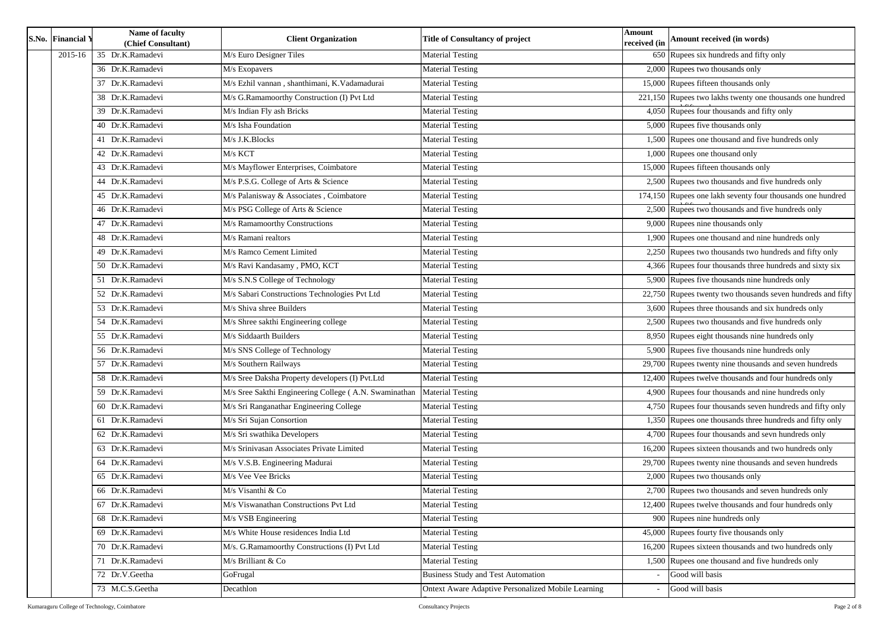| S.No. | Financial Y | Name of faculty (Chief Consultant) | Client Organization | Title of Consultancy of project | Amount received (in | Amount received (in words) |
|---|---|---|---|---|---|---|
| | 2015-16 | 35 Dr.K.Ramadevi | M/s Euro Designer Tiles | Material Testing | 650 | Rupees six hundreds and fifty only |
| | | 36 Dr.K.Ramadevi | M/s Exopavers | Material Testing | 2,000 | Rupees two thousands only |
| | | 37 Dr.K.Ramadevi | M/s Ezhil vannan , shanthimani, K.Vadamadurai | Material Testing | 15,000 | Rupees fifteen thousands only |
| | | 38 Dr.K.Ramadevi | M/s G.Ramamoorthy Construction (I) Pvt Ltd | Material Testing | 221,150 | Rupees two lakhs twenty one thousands one hundred |
| | | 39 Dr.K.Ramadevi | M/s Indian Fly ash Bricks | Material Testing | 4,050 | Rupees four thousands and fifty only |
| | | 40 Dr.K.Ramadevi | M/s Isha Foundation | Material Testing | 5,000 | Rupees five thousands only |
| | | 41 Dr.K.Ramadevi | M/s J.K.Blocks | Material Testing | 1,500 | Rupees one thousand and five hundreds only |
| | | 42 Dr.K.Ramadevi | M/s KCT | Material Testing | 1,000 | Rupees one thousand only |
| | | 43 Dr.K.Ramadevi | M/s Mayflower Enterprises, Coimbatore | Material Testing | 15,000 | Rupees fifteen thousands only |
| | | 44 Dr.K.Ramadevi | M/s P.S.G. College of Arts & Science | Material Testing | 2,500 | Rupees two thousands and five hundreds only |
| | | 45 Dr.K.Ramadevi | M/s Palanisway & Associates , Coimbatore | Material Testing | 174,150 | Rupees one lakh seventy four thousands one hundred |
| | | 46 Dr.K.Ramadevi | M/s PSG College of Arts & Science | Material Testing | 2,500 | Rupees two thousands and five hundreds only |
| | | 47 Dr.K.Ramadevi | M/s Ramamoorthy Constructions | Material Testing | 9,000 | Rupees nine thousands only |
| | | 48 Dr.K.Ramadevi | M/s Ramani realtors | Material Testing | 1,900 | Rupees one thousand and nine hundreds only |
| | | 49 Dr.K.Ramadevi | M/s Ramco Cement Limited | Material Testing | 2,250 | Rupees two thousands two hundreds and fifty only |
| | | 50 Dr.K.Ramadevi | M/s Ravi Kandasamy , PMO, KCT | Material Testing | 4,366 | Rupees four thousands three hundreds and sixty six |
| | | 51 Dr.K.Ramadevi | M/s S.N.S College of Technology | Material Testing | 5,900 | Rupees five thousands nine hundreds only |
| | | 52 Dr.K.Ramadevi | M/s Sabari Constructions Technologies Pvt Ltd | Material Testing | 22,750 | Rupees twenty two thousands seven hundreds and fifty |
| | | 53 Dr.K.Ramadevi | M/s Shiva shree Builders | Material Testing | 3,600 | Rupees three thousands and six hundreds only |
| | | 54 Dr.K.Ramadevi | M/s Shree sakthi Engineering college | Material Testing | 2,500 | Rupees two thousands and five hundreds only |
| | | 55 Dr.K.Ramadevi | M/s Siddaarth Builders | Material Testing | 8,950 | Rupees eight thousands nine hundreds only |
| | | 56 Dr.K.Ramadevi | M/s SNS College of Technology | Material Testing | 5,900 | Rupees five thousands nine hundreds only |
| | | 57 Dr.K.Ramadevi | M/s Southern Railways | Material Testing | 29,700 | Rupees twenty nine thousands and seven hundreds |
| | | 58 Dr.K.Ramadevi | M/s Sree Daksha Property developers (I) Pvt.Ltd | Material Testing | 12,400 | Rupees twelve thousands and four hundreds only |
| | | 59 Dr.K.Ramadevi | M/s Sree Sakthi Engineering College ( A.N. Swaminathan | Material Testing | 4,900 | Rupees four thousands and nine hundreds only |
| | | 60 Dr.K.Ramadevi | M/s Sri Ranganathar Engineering College | Material Testing | 4,750 | Rupees four thousands seven hundreds and fifty only |
| | | 61 Dr.K.Ramadevi | M/s Sri Sujan Consortion | Material Testing | 1,350 | Rupees one thousands three hundreds and fifty only |
| | | 62 Dr.K.Ramadevi | M/s Sri swathika Developers | Material Testing | 4,700 | Rupees four thousands and sevn hundreds only |
| | | 63 Dr.K.Ramadevi | M/s Srinivasan Associates Private Limited | Material Testing | 16,200 | Rupees sixteen thousands and two hundreds only |
| | | 64 Dr.K.Ramadevi | M/s V.S.B. Engineering Madurai | Material Testing | 29,700 | Rupees twenty nine thousands and seven hundreds |
| | | 65 Dr.K.Ramadevi | M/s Vee Vee Bricks | Material Testing | 2,000 | Rupees two thousands only |
| | | 66 Dr.K.Ramadevi | M/s Visanthi & Co | Material Testing | 2,700 | Rupees two thousands and seven hundreds only |
| | | 67 Dr.K.Ramadevi | M/s Viswanathan Constructions Pvt Ltd | Material Testing | 12,400 | Rupees twelve thousands and four hundreds only |
| | | 68 Dr.K.Ramadevi | M/s VSB Engineering | Material Testing | 900 | Rupees nine hundreds only |
| | | 69 Dr.K.Ramadevi | M/s White House residences India Ltd | Material Testing | 45,000 | Rupees fourty five thousands only |
| | | 70 Dr.K.Ramadevi | M/s. G.Ramamoorthy Constructions (I) Pvt Ltd | Material Testing | 16,200 | Rupees sixteen thousands and two hundreds only |
| | | 71 Dr.K.Ramadevi | M/s Brilliant & Co | Material Testing | 1,500 | Rupees one thousand and five hundreds only |
| | | 72 Dr.V.Geetha | GoFrugal | Business Study and Test Automation | - | Good will basis |
| | | 73 M.C.S.Geetha | Decathlon | Ontext Aware Adaptive Personalized Mobile Learning | - | Good will basis |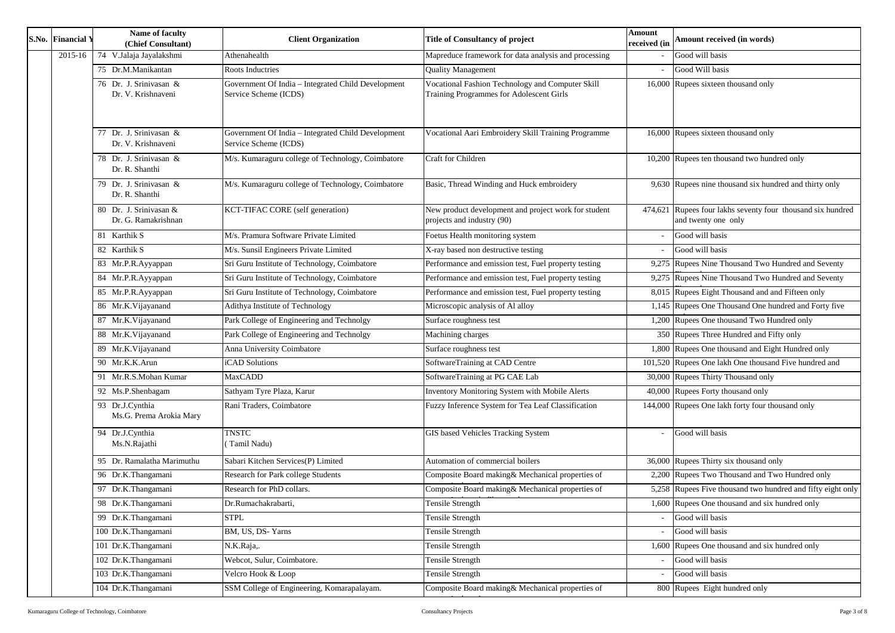| S.No. | Financial Y | Name of faculty (Chief Consultant) | Client Organization | Title of Consultancy of project | Amount received (in | Amount received (in words) |
|---|---|---|---|---|---|---|
| | 2015-16 | 74 V.Jalaja Jayalakshmi | Athenahealth | Mapreduce framework for data analysis and processing | - | Good will basis |
| | | 75 Dr.M.Manikantan | Roots Inductries | Quality Management | - | Good Will basis |
| | | 76 Dr. J. Srinivasan & Dr. V. Krishnaveni | Government Of India – Integrated Child Development Service Scheme (ICDS) | Vocational Fashion Technology and Computer Skill Training Programmes for Adolescent Girls | 16,000 | Rupees sixteen thousand only |
| | | 77 Dr. J. Srinivasan & Dr. V. Krishnaveni | Government Of India – Integrated Child Development Service Scheme (ICDS) | Vocational Aari Embroidery Skill Training Programme | 16,000 | Rupees sixteen thousand only |
| | | 78 Dr. J. Srinivasan & Dr. R. Shanthi | M/s. Kumaraguru college of Technology, Coimbatore | Craft for Children | 10,200 | Rupees ten thousand two hundred only |
| | | 79 Dr. J. Srinivasan & Dr. R. Shanthi | M/s. Kumaraguru college of Technology, Coimbatore | Basic, Thread Winding and Huck embroidery | 9,630 | Rupees nine thousand six hundred and thirty only |
| | | 80 Dr. J. Srinivasan & Dr. G. Ramakrishnan | KCT-TIFAC CORE (self generation) | New product development and project work for student projects and industry (90) | 474,621 | Rupees four lakhs seventy four thousand six hundred and twenty one only |
| | | 81 Karthik S | M/s. Pramura Software Private Limited | Foetus Health monitoring system | - | Good will basis |
| | | 82 Karthik S | M/s. Sunsil Engineers Private Limited | X-ray based non destructive testing | - | Good will basis |
| | | 83 Mr.P.R.Ayyappan | Sri Guru Institute of Technology, Coimbatore | Performance and emission test, Fuel property testing | 9,275 | Rupees Nine Thousand Two Hundred and Seventy |
| | | 84 Mr.P.R.Ayyappan | Sri Guru Institute of Technology, Coimbatore | Performance and emission test, Fuel property testing | 9,275 | Rupees Nine Thousand Two Hundred and Seventy |
| | | 85 Mr.P.R.Ayyappan | Sri Guru Institute of Technology, Coimbatore | Performance and emission test, Fuel property testing | 8,015 | Rupees Eight Thousand and and Fifteen only |
| | | 86 Mr.K.Vijayanand | Adithya Institute of Technology | Microscopic analysis of Al alloy | 1,145 | Rupees One Thousand One hundred and Forty five |
| | | 87 Mr.K.Vijayanand | Park College of Engineering and Technolgy | Surface roughness test | 1,200 | Rupees One thousand Two Hundred only |
| | | 88 Mr.K.Vijayanand | Park College of Engineering and Technolgy | Machining charges | 350 | Rupees Three Hundred and Fifty only |
| | | 89 Mr.K.Vijayanand | Anna University Coimbatore | Surface roughness test | 1,800 | Rupees One thousand and Eight Hundred only |
| | | 90 Mr.K.K.Arun | iCAD Solutions | SoftwareTraining at CAD Centre | 101,520 | Rupees One lakh One thousand Five hundred and |
| | | 91 Mr.R.S.Mohan Kumar | MaxCADD | SoftwareTraining at PG CAE Lab | 30,000 | Rupees Thirty Thousand only |
| | | 92 Ms.P.Shenbagam | Sathyam Tyre Plaza, Karur | Inventory Monitoring System with Mobile Alerts | 40,000 | Rupees Forty thousand only |
| | | 93 Dr.J.Cynthia Ms.G. Prema Arokia Mary | Rani Traders, Coimbatore | Fuzzy Inference System for Tea Leaf Classification | 144,000 | Rupees One lakh forty four thousand only |
| | | 94 Dr.J.Cynthia Ms.N.Rajathi | TNSTC ( Tamil Nadu) | GIS based Vehicles Tracking System | - | Good will basis |
| | | 95 Dr. Ramalatha Marimuthu | Sabari Kitchen Services(P) Limited | Automation of commercial boilers | 36,000 | Rupees Thirty six thousand only |
| | | 96 Dr.K.Thangamani | Research for Park college Students | Composite Board making& Mechanical properties of | 2,200 | Rupees Two Thousand and Two Hundred only |
| | | 97 Dr.K.Thangamani | Research for PhD collars. | Composite Board making& Mechanical properties of | 5,258 | Rupees Five thousand two hundred and fifty eight only |
| | | 98 Dr.K.Thangamani | Dr.Rumachakrabarti, | Tensile Strength | 1,600 | Rupees One thousand and six hundred only |
| | | 99 Dr.K.Thangamani | STPL | Tensile Strength | - | Good will basis |
| | | 100 Dr.K.Thangamani | BM, US, DS- Yarns | Tensile Strength | - | Good will basis |
| | | 101 Dr.K.Thangamani | N.K.Raja,. | Tensile Strength | 1,600 | Rupees One thousand and six hundred only |
| | | 102 Dr.K.Thangamani | Webcot, Sulur, Coimbatore. | Tensile Strength | - | Good will basis |
| | | 103 Dr.K.Thangamani | Velcro Hook & Loop | Tensile Strength | - | Good will basis |
| | | 104 Dr.K.Thangamani | SSM College of Engineering, Komarapalayam. | Composite Board making& Mechanical properties of | 800 | Rupees Eight hundred only |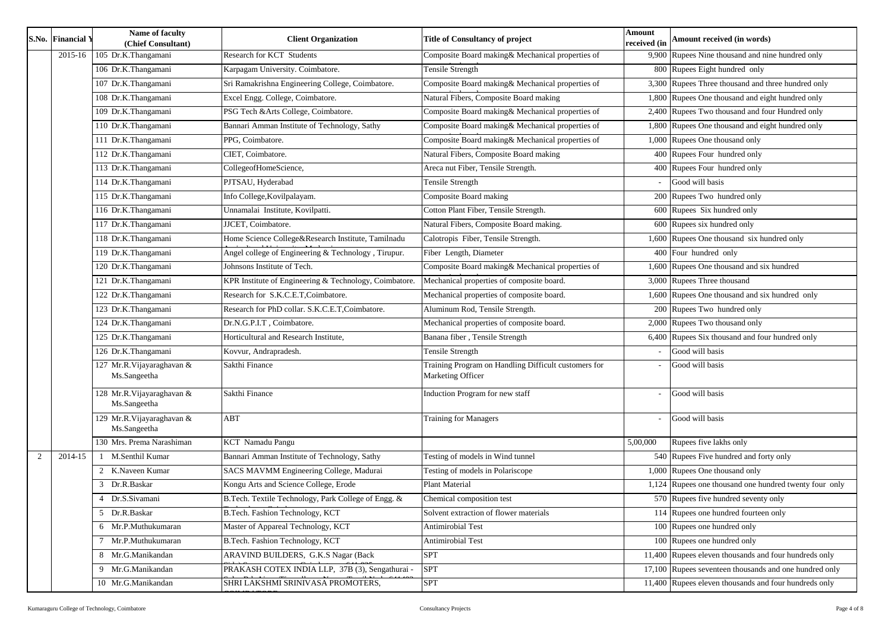| S.No. | Financial Y | Name of faculty (Chief Consultant) | Client Organization | Title of Consultancy of project | Amount received (in | Amount received (in words) |
|---|---|---|---|---|---|---|
| | 2015-16 | 105 Dr.K.Thangamani | Research for KCT Students | Composite Board making& Mechanical properties of | 9,900 | Rupees Nine thousand and nine hundred only |
| | | 106 Dr.K.Thangamani | Karpagam University. Coimbatore. | Tensile Strength | 800 | Rupees Eight hundred only |
| | | 107 Dr.K.Thangamani | Sri Ramakrishna Engineering College, Coimbatore. | Composite Board making& Mechanical properties of | 3,300 | Rupees Three thousand and three hundred only |
| | | 108 Dr.K.Thangamani | Excel Engg. College, Coimbatore. | Natural Fibers, Composite Board making | 1,800 | Rupees One thousand and eight hundred only |
| | | 109 Dr.K.Thangamani | PSG Tech &Arts College, Coimbatore. | Composite Board making& Mechanical properties of | 2,400 | Rupees Two thousand and four Hundred only |
| | | 110 Dr.K.Thangamani | Bannari Amman Institute of Technology, Sathy | Composite Board making& Mechanical properties of | 1,800 | Rupees One thousand and eight hundred only |
| | | 111 Dr.K.Thangamani | PPG, Coimbatore. | Composite Board making& Mechanical properties of | 1,000 | Rupees One thousand only |
| | | 112 Dr.K.Thangamani | CIET, Coimbatore. | Natural Fibers, Composite Board making | 400 | Rupees Four hundred only |
| | | 113 Dr.K.Thangamani | CollegeofHomeScience, | Areca nut Fiber, Tensile Strength. | 400 | Rupees Four hundred only |
| | | 114 Dr.K.Thangamani | PJTSAU, Hyderabad | Tensile Strength | - | Good will basis |
| | | 115 Dr.K.Thangamani | Info College,Kovilpalayam. | Composite Board making | 200 | Rupees Two hundred only |
| | | 116 Dr.K.Thangamani | Unnamalai Institute, Kovilpatti. | Cotton Plant Fiber, Tensile Strength. | 600 | Rupees Six hundred only |
| | | 117 Dr.K.Thangamani | JJCET, Coimbatore. | Natural Fibers, Composite Board making. | 600 | Rupees six hundred only |
| | | 118 Dr.K.Thangamani | Home Science College&Research Institute, Tamilnadu | Calotropis Fiber, Tensile Strength. | 1,600 | Rupees One thousand six hundred only |
| | | 119 Dr.K.Thangamani | Angel college of Engineering & Technology , Tirupur. | Fiber Length, Diameter | 400 | Four hundred only |
| | | 120 Dr.K.Thangamani | Johnsons Institute of Tech. | Composite Board making& Mechanical properties of | 1,600 | Rupees One thousand and six hundred |
| | | 121 Dr.K.Thangamani | KPR Institute of Engineering & Technology, Coimbatore. | Mechanical properties of composite board. | 3,000 | Rupees Three thousand |
| | | 122 Dr.K.Thangamani | Research for S.K.C.E.T,Coimbatore. | Mechanical properties of composite board. | 1,600 | Rupees One thousand and six hundred only |
| | | 123 Dr.K.Thangamani | Research for PhD collar. S.K.C.E.T,Coimbatore. | Aluminum Rod, Tensile Strength. | 200 | Rupees Two hundred only |
| | | 124 Dr.K.Thangamani | Dr.N.G.P.I.T , Coimbatore. | Mechanical properties of composite board. | 2,000 | Rupees Two thousand only |
| | | 125 Dr.K.Thangamani | Horticultural and Research Institute, | Banana fiber , Tensile Strength | 6,400 | Rupees Six thousand and four hundred only |
| | | 126 Dr.K.Thangamani | Kovvur, Andrapradesh. | Tensile Strength | - | Good will basis |
| | | 127 Mr.R.Vijayaraghavan & Ms.Sangeetha | Sakthi Finance | Training Program on Handling Difficult customers for Marketing Officer | - | Good will basis |
| | | 128 Mr.R.Vijayaraghavan & Ms.Sangeetha | Sakthi Finance | Induction Program for new staff | - | Good will basis |
| | | 129 Mr.R.Vijayaraghavan & Ms.Sangeetha | ABT | Training for Managers | - | Good will basis |
| | | 130 Mrs. Prema Narashiman | KCT Namadu Pangu | | 5,00,000 | Rupees five lakhs only |
| 2 | 2014-15 | 1 M.Senthil Kumar | Bannari Amman Institute of Technology, Sathy | Testing of models in Wind tunnel | 540 | Rupees Five hundred and forty only |
| | | 2 K.Naveen Kumar | SACS MAVMM Engineering College, Madurai | Testing of models in Polariscope | 1,000 | Rupees One thousand only |
| | | 3 Dr.R.Baskar | Kongu Arts and Science College, Erode | Plant Material | 1,124 | Rupees one thousand one hundred twenty four only |
| | | 4 Dr.S.Sivamani | B.Tech. Textile Technology, Park College of Engg. & | Chemical composition test | 570 | Rupees five hundred seventy only |
| | | 5 Dr.R.Baskar | B.Tech. Fashion Technology, KCT | Solvent extraction of flower materials | 114 | Rupees one hundred fourteen only |
| | | 6 Mr.P.Muthukumaran | Master of Appareal Technology, KCT | Antimirobial Test | 100 | Rupees one hundred only |
| | | 7 Mr.P.Muthukumaran | B.Tech. Fashion Technology, KCT | Antimirobial Test | 100 | Rupees one hundred only |
| | | 8 Mr.G.Manikandan | ARAVIND BUILDERS, G.K.S Nagar (Back | SPT | 11,400 | Rupees eleven thousands and four hundreds only |
| | | 9 Mr.G.Manikandan | PRAKASH COTEX INDIA LLP, 37B (3), Sengathurai - | SPT | 17,100 | Rupees seventeen thousands and one hundred only |
| | | 10 Mr.G.Manikandan | SHRI LAKSHMI SRINIVASA PROMOTERS, | SPT | 11,400 | Rupees eleven thousands and four hundreds only |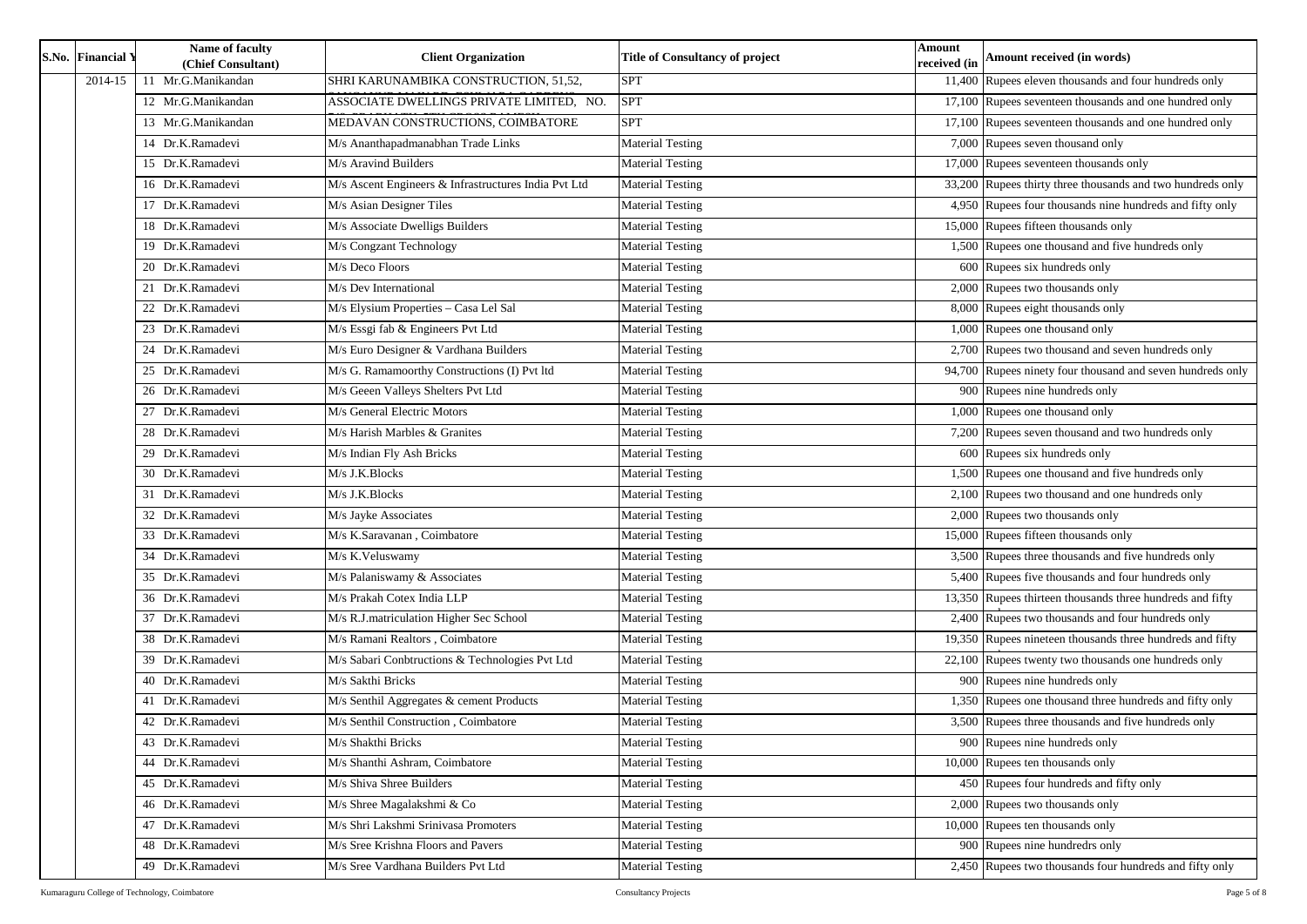| S.No. | Financial Y | Name of faculty (Chief Consultant) | Client Organization | Title of Consultancy of project | Amount received (in | Amount received (in words) |
|---|---|---|---|---|---|---|
| | 2014-15 | 11 Mr.G.Manikandan | SHRI KARUNAMBIKA CONSTRUCTION, 51,52, | SPT | 11,400 | Rupees eleven thousands and four hundreds only |
| | | 12 Mr.G.Manikandan | ASSOCIATE DWELLINGS PRIVATE LIMITED, NO. | SPT | 17,100 | Rupees seventeen thousands and one hundred only |
| | | 13 Mr.G.Manikandan | MEDAVAN CONSTRUCTIONS, COIMBATORE | SPT | 17,100 | Rupees seventeen thousands and one hundred only |
| | | 14 Dr.K.Ramadevi | M/s Ananthapadmanabhan Trade Links | Material Testing | 7,000 | Rupees seven thousand only |
| | | 15 Dr.K.Ramadevi | M/s Aravind Builders | Material Testing | 17,000 | Rupees seventeen thousands only |
| | | 16 Dr.K.Ramadevi | M/s Ascent Engineers & Infrastructures India Pvt Ltd | Material Testing | 33,200 | Rupees thirty three thousands and two hundreds only |
| | | 17 Dr.K.Ramadevi | M/s Asian Designer Tiles | Material Testing | 4,950 | Rupees four thousands nine hundreds and fifty only |
| | | 18 Dr.K.Ramadevi | M/s Associate Dwelligs Builders | Material Testing | 15,000 | Rupees fifteen thousands only |
| | | 19 Dr.K.Ramadevi | M/s Congzant Technology | Material Testing | 1,500 | Rupees one thousand and five hundreds only |
| | | 20 Dr.K.Ramadevi | M/s Deco Floors | Material Testing | 600 | Rupees six hundreds only |
| | | 21 Dr.K.Ramadevi | M/s Dev International | Material Testing | 2,000 | Rupees two thousands only |
| | | 22 Dr.K.Ramadevi | M/s Elysium Properties – Casa Lel Sal | Material Testing | 8,000 | Rupees eight thousands only |
| | | 23 Dr.K.Ramadevi | M/s Essgi fab & Engineers Pvt Ltd | Material Testing | 1,000 | Rupees one thousand only |
| | | 24 Dr.K.Ramadevi | M/s Euro Designer & Vardhana Builders | Material Testing | 2,700 | Rupees two thousand and seven hundreds only |
| | | 25 Dr.K.Ramadevi | M/s G. Ramamoorthy Constructions (I) Pvt ltd | Material Testing | 94,700 | Rupees ninety four thousand and seven hundreds only |
| | | 26 Dr.K.Ramadevi | M/s Geeen Valleys Shelters Pvt Ltd | Material Testing | 900 | Rupees nine hundreds only |
| | | 27 Dr.K.Ramadevi | M/s General Electric Motors | Material Testing | 1,000 | Rupees one thousand only |
| | | 28 Dr.K.Ramadevi | M/s Harish Marbles & Granites | Material Testing | 7,200 | Rupees seven thousand and two hundreds only |
| | | 29 Dr.K.Ramadevi | M/s Indian Fly Ash Bricks | Material Testing | 600 | Rupees six hundreds only |
| | | 30 Dr.K.Ramadevi | M/s J.K.Blocks | Material Testing | 1,500 | Rupees one thousand and five hundreds only |
| | | 31 Dr.K.Ramadevi | M/s J.K.Blocks | Material Testing | 2,100 | Rupees two thousand and one hundreds only |
| | | 32 Dr.K.Ramadevi | M/s Jayke Associates | Material Testing | 2,000 | Rupees two thousands only |
| | | 33 Dr.K.Ramadevi | M/s K.Saravanan , Coimbatore | Material Testing | 15,000 | Rupees fifteen thousands only |
| | | 34 Dr.K.Ramadevi | M/s K.Veluswamy | Material Testing | 3,500 | Rupees three thousands and five hundreds only |
| | | 35 Dr.K.Ramadevi | M/s Palaniswamy & Associates | Material Testing | 5,400 | Rupees five thousands and four hundreds only |
| | | 36 Dr.K.Ramadevi | M/s Prakah Cotex India LLP | Material Testing | 13,350 | Rupees thirteen thousands three hundreds and fifty |
| | | 37 Dr.K.Ramadevi | M/s R.J.matriculation Higher Sec School | Material Testing | 2,400 | Rupees two thousands and four hundreds only |
| | | 38 Dr.K.Ramadevi | M/s Ramani Realtors , Coimbatore | Material Testing | 19,350 | Rupees nineteen thousands three hundreds and fifty |
| | | 39 Dr.K.Ramadevi | M/s Sabari Conbtructions & Technologies Pvt Ltd | Material Testing | 22,100 | Rupees twenty two thousands one hundreds only |
| | | 40 Dr.K.Ramadevi | M/s Sakthi Bricks | Material Testing | 900 | Rupees nine hundreds only |
| | | 41 Dr.K.Ramadevi | M/s Senthil Aggregates & cement Products | Material Testing | 1,350 | Rupees one thousand three hundreds and fifty only |
| | | 42 Dr.K.Ramadevi | M/s Senthil Construction , Coimbatore | Material Testing | 3,500 | Rupees three thousands and five hundreds only |
| | | 43 Dr.K.Ramadevi | M/s Shakthi Bricks | Material Testing | 900 | Rupees nine hundreds only |
| | | 44 Dr.K.Ramadevi | M/s Shanthi Ashram, Coimbatore | Material Testing | 10,000 | Rupees ten thousands only |
| | | 45 Dr.K.Ramadevi | M/s Shiva Shree Builders | Material Testing | 450 | Rupees four hundreds and fifty only |
| | | 46 Dr.K.Ramadevi | M/s Shree Magalakshmi & Co | Material Testing | 2,000 | Rupees two thousands only |
| | | 47 Dr.K.Ramadevi | M/s Shri Lakshmi Srinivasa Promoters | Material Testing | 10,000 | Rupees ten thousands only |
| | | 48 Dr.K.Ramadevi | M/s Sree Krishna Floors and Pavers | Material Testing | 900 | Rupees nine hundredrs only |
| | | 49 Dr.K.Ramadevi | M/s Sree Vardhana Builders Pvt Ltd | Material Testing | 2,450 | Rupees two thousands four hundreds and fifty only |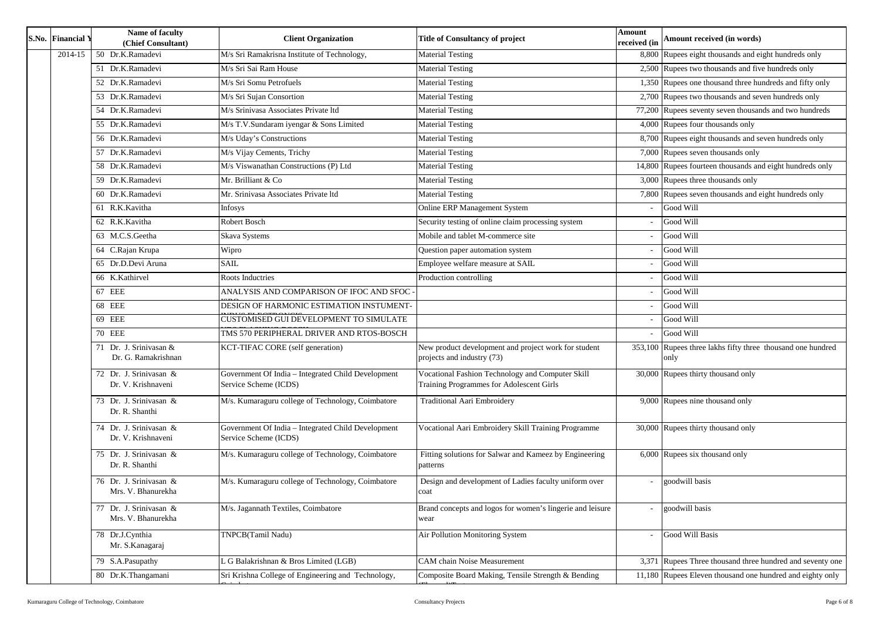| S.No. | Financial Y | Name of faculty (Chief Consultant) | Client Organization | Title of Consultancy of project | Amount received (in | Amount received (in words) |
|---|---|---|---|---|---|---|
| | 2014-15 | 50 Dr.K.Ramadevi | M/s Sri Ramakrisna Institute of Technology, | Material Testing | 8,800 | Rupees eight thousands and eight hundreds only |
| | | 51 Dr.K.Ramadevi | M/s Sri Sai Ram House | Material Testing | 2,500 | Rupees two thousands and five hundreds only |
| | | 52 Dr.K.Ramadevi | M/s Sri Somu Petrofuels | Material Testing | 1,350 | Rupees one thousand three hundreds and fifty only |
| | | 53 Dr.K.Ramadevi | M/s Sri Sujan Consortion | Material Testing | 2,700 | Rupees two thousands and seven hundreds only |
| | | 54 Dr.K.Ramadevi | M/s Srinivasa Associates Private ltd | Material Testing | 77,200 | Rupees seventy seven thousands and two hundreds |
| | | 55 Dr.K.Ramadevi | M/s T.V.Sundaram iyengar & Sons Limited | Material Testing | 4,000 | Rupees four thousands only |
| | | 56 Dr.K.Ramadevi | M/s Uday's Constructions | Material Testing | 8,700 | Rupees eight thousands and seven hundreds only |
| | | 57 Dr.K.Ramadevi | M/s Vijay Cements, Trichy | Material Testing | 7,000 | Rupees seven thousands only |
| | | 58 Dr.K.Ramadevi | M/s Viswanathan Constructions (P) Ltd | Material Testing | 14,800 | Rupees fourteen thousands and eight hundreds only |
| | | 59 Dr.K.Ramadevi | Mr. Brilliant & Co | Material Testing | 3,000 | Rupees three thousands only |
| | | 60 Dr.K.Ramadevi | Mr. Srinivasa Associates Private ltd | Material Testing | 7,800 | Rupees seven thousands and eight hundreds only |
| | | 61 R.K.Kavitha | Infosys | Online ERP Management System | - | Good Will |
| | | 62 R.K.Kavitha | Robert Bosch | Security testing of online claim processing system | - | Good Will |
| | | 63 M.C.S.Geetha | Skava Systems | Mobile and tablet M-commerce site | - | Good Will |
| | | 64 C.Rajan Krupa | Wipro | Question paper automation system | - | Good Will |
| | | 65 Dr.D.Devi Aruna | SAIL | Employee welfare measure at SAIL | - | Good Will |
| | | 66 K.Kathirvel | Roots Inductries | Production controlling | - | Good Will |
| | | 67 EEE | ANALYSIS AND COMPARISON OF IFOC AND SFOC - | | - | Good Will |
| | | 68 EEE | DESIGN OF HARMONIC ESTIMATION INSTUMENT- | | - | Good Will |
| | | 69 EEE | CUSTOMISED GUI DEVELOPMENT TO SIMULATE | | - | Good Will |
| | | 70 EEE | TMS 570 PERIPHERAL DRIVER AND RTOS-BOSCH | | - | Good Will |
| | | 71 Dr. J. Srinivasan & Dr. G. Ramakrishnan | KCT-TIFAC CORE (self generation) | New product development and project work for student projects and industry (73) | 353,100 | Rupees three lakhs fifty three thousand one hundred only |
| | | 72 Dr. J. Srinivasan & Dr. V. Krishnaveni | Government Of India – Integrated Child Development Service Scheme (ICDS) | Vocational Fashion Technology and Computer Skill Training Programmes for Adolescent Girls | 30,000 | Rupees thirty thousand only |
| | | 73 Dr. J. Srinivasan & Dr. R. Shanthi | M/s. Kumaraguru college of Technology, Coimbatore | Traditional Aari Embroidery | 9,000 | Rupees nine thousand only |
| | | 74 Dr. J. Srinivasan & Dr. V. Krishnaveni | Government Of India – Integrated Child Development Service Scheme (ICDS) | Vocational Aari Embroidery Skill Training Programme | 30,000 | Rupees thirty thousand only |
| | | 75 Dr. J. Srinivasan & Dr. R. Shanthi | M/s. Kumaraguru college of Technology, Coimbatore | Fitting solutions for Salwar and Kameez by Engineering patterns | 6,000 | Rupees six thousand only |
| | | 76 Dr. J. Srinivasan & Mrs. V. Bhanurekha | M/s. Kumaraguru college of Technology, Coimbatore | Design and development of Ladies faculty uniform over coat | - | goodwill basis |
| | | 77 Dr. J. Srinivasan & Mrs. V. Bhanurekha | M/s. Jagannath Textiles, Coimbatore | Brand concepts and logos for women's lingerie and leisure wear | - | goodwill basis |
| | | 78 Dr.J.Cynthia Mr. S.Kanagaraj | TNPCB(Tamil Nadu) | Air Pollution Monitoring System | - | Good Will Basis |
| | | 79 S.A.Pasupathy | L G Balakrishnan & Bros Limited (LGB) | CAM chain Noise Measurement | 3,371 | Rupees Three thousand three hundred and seventy one |
| | | 80 Dr.K.Thangamani | Sri Krishna College of Engineering and Technology, | Composite Board Making, Tensile Strength & Bending | 11,180 | Rupees Eleven thousand one hundred and eighty only |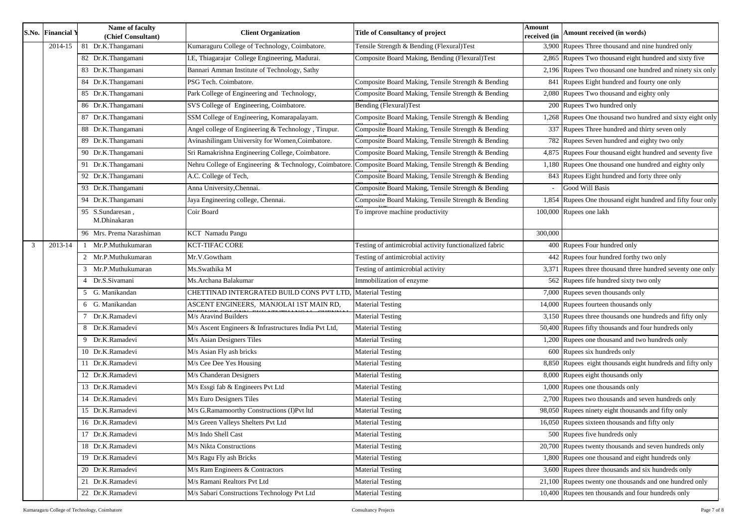| S.No. | Financial Y | Name of faculty (Chief Consultant) | Client Organization | Title of Consultancy of project | Amount received (in | Amount received (in words) |
|---|---|---|---|---|---|---|
| | 2014-15 | 81 Dr.K.Thangamani | Kumaraguru College of Technology, Coimbatore. | Tensile Strength & Bending (Flexural)Test | 3,900 | Rupees Three thousand and nine hundred only |
| | | 82 Dr.K.Thangamani | I.E, Thiagarajar College Engineering, Madurai. | Composite Board Making, Bending (Flexural)Test | 2,865 | Rupees Two thousand eight hundred and sixty five |
| | | 83 Dr.K.Thangamani | Bannari Amman Institute of Technology, Sathy | | 2,196 | Rupees Two thousand one hundred and ninety six only |
| | | 84 Dr.K.Thangamani | PSG Tech. Coimbatore. | Composite Board Making, Tensile Strength & Bending | 841 | Rupees Eight hundred and fourty one only |
| | | 85 Dr.K.Thangamani | Park College of Engineering and Technology, | Composite Board Making, Tensile Strength & Bending | 2,080 | Rupees Two thousand and eighty only |
| | | 86 Dr.K.Thangamani | SVS College of Engineering, Coimbatore. | Bending (Flexural)Test | 200 | Rupees Two hundred only |
| | | 87 Dr.K.Thangamani | SSM College of Engineering, Komarapalayam. | Composite Board Making, Tensile Strength & Bending | 1,268 | Rupees One thousand two hundred and sixty eight only |
| | | 88 Dr.K.Thangamani | Angel college of Engineering & Technology , Tirupur. | Composite Board Making, Tensile Strength & Bending | 337 | Rupees Three hundred and thirty seven only |
| | | 89 Dr.K.Thangamani | Avinashilingam University for Women,Coimbatore. | Composite Board Making, Tensile Strength & Bending | 782 | Rupees Seven hundred and eighty two only |
| | | 90 Dr.K.Thangamani | Sri Ramakrishna Engineering College, Coimbatore. | Composite Board Making, Tensile Strength & Bending | 4,875 | Rupees Four thousand eight hundred and seventy five |
| | | 91 Dr.K.Thangamani | Nehru College of Engineering & Technology, Coimbatore. | Composite Board Making, Tensile Strength & Bending | 1,180 | Rupees One thousand one hundred and eighty only |
| | | 92 Dr.K.Thangamani | A.C. College of Tech, | Composite Board Making, Tensile Strength & Bending | 843 | Rupees Eight hundred and forty three only |
| | | 93 Dr.K.Thangamani | Anna University,Chennai. | Composite Board Making, Tensile Strength & Bending | - | Good Will Basis |
| | | 94 Dr.K.Thangamani | Jaya Engineering college, Chennai. | Composite Board Making, Tensile Strength & Bending | 1,854 | Rupees One thousand eight hundred and fifty four only |
| | | 95 S.Sundaresan , M.Dhinakaran | Coir Board | To improve machine productivity | 100,000 | Rupees one lakh |
| | | 96 Mrs. Prema Narashiman | KCT Namadu Pangu | | 300,000 | |
| 3 | 2013-14 | 1 Mr.P.Muthukumaran | KCT-TIFAC CORE | Testing of antimicrobial activity functionalized fabric | 400 | Rupees Four hundred only |
| | | 2 Mr.P.Muthukumaran | Mr.V.Gowtham | Testing of antimicrobial activity | 442 | Rupees four hundred forthy two only |
| | | 3 Mr.P.Muthukumaran | Ms.Swathika M | Testing of antimicrobial activity | 3,371 | Rupees three thousand three hundred seventy one only |
| | | 4 Dr.S.Sivamani | Ms.Archana Balakumar | Immobilization of enzyme | 562 | Rupees fife hundred sixty two only |
| | | 5 G. Manikandan | CHETTINAD INTERGRATED BUILD CONS PVT LTD, | Material Testing | 7,000 | Rupees seven thousands only |
| | | 6 G. Manikandan | ASCENT ENGINEERS, MANJOLAI 1ST MAIN RD, | Material Testing | 14,000 | Rupees fourteen thousands only |
| | | 7 Dr.K.Ramadevi | M/s Aravind Builders | Material Testing | 3,150 | Rupees three thousands one hundreds and fifty only |
| | | 8 Dr.K.Ramadevi | M/s Ascent Engineers & Infrastructures India Pvt Ltd, | Material Testing | 50,400 | Rupees fifty thousands and four hundreds only |
| | | 9 Dr.K.Ramadevi | M/s Asian Designers Tiles | Material Testing | 1,200 | Rupees one thousand and two hundreds only |
| | | 10 Dr.K.Ramadevi | M/s Asian Fly ash bricks | Material Testing | 600 | Rupees six hundreds only |
| | | 11 Dr.K.Ramadevi | M/s Cee Dee Yes Housing | Material Testing | 8,850 | Rupees eight thousands eight hundreds and fifty only |
| | | 12 Dr.K.Ramadevi | M/s Chanderan Designers | Material Testing | 8,000 | Rupees eight thousands only |
| | | 13 Dr.K.Ramadevi | M/s Essgi fab & Engineers Pvt Ltd | Material Testing | 1,000 | Rupees one thousands only |
| | | 14 Dr.K.Ramadevi | M/s Euro Designers Tiles | Material Testing | 2,700 | Rupees two thousands and seven hundreds only |
| | | 15 Dr.K.Ramadevi | M/s G.Ramamoorthy Constructions (I)Pvt ltd | Material Testing | 98,050 | Rupees ninety eight thousands and fifty only |
| | | 16 Dr.K.Ramadevi | M/s Green Valleys Shelters Pvt Ltd | Material Testing | 16,050 | Rupees sixteen thousands and fifty only |
| | | 17 Dr.K.Ramadevi | M/s Indo Shell Cast | Material Testing | 500 | Rupees five hundreds only |
| | | 18 Dr.K.Ramadevi | M/s Nikta Constructions | Material Testing | 20,700 | Rupees twenty thousands and seven hundreds only |
| | | 19 Dr.K.Ramadevi | M/s Ragu Fly ash Bricks | Material Testing | 1,800 | Rupees one thousand and eight hundreds only |
| | | 20 Dr.K.Ramadevi | M/s Ram Engineers & Contractors | Material Testing | 3,600 | Rupees three thousands and six hundreds only |
| | | 21 Dr.K.Ramadevi | M/s Ramani Realtors Pvt Ltd | Material Testing | 21,100 | Rupees twenty one thousands and one hundred only |
| | | 22 Dr.K.Ramadevi | M/s Sabari Constructions Technology Pvt Ltd | Material Testing | 10,400 | Rupees ten thousands and four hundreds only |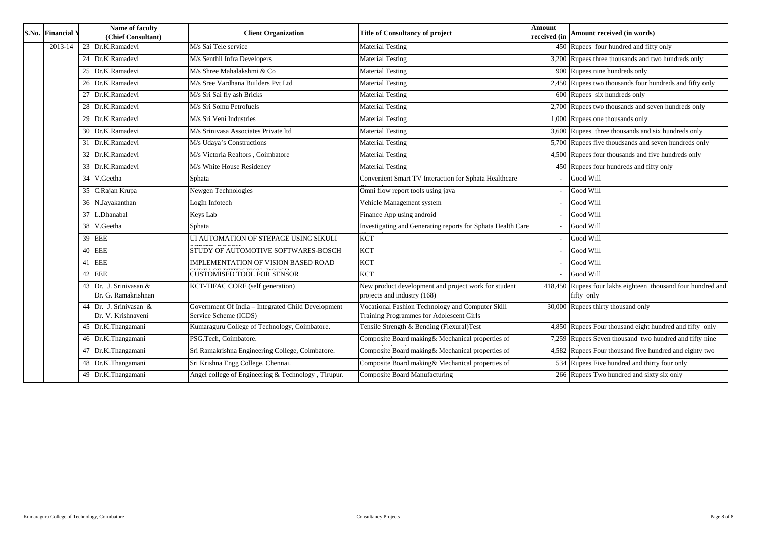| S.No. | Financial Y | Name of faculty (Chief Consultant) | Client Organization | Title of Consultancy of project | Amount received (in | Amount received (in words) |
|---|---|---|---|---|---|---|
| | 2013-14 | 23 Dr.K.Ramadevi | M/s Sai Tele service | Material Testing | 450 | Rupees four hundred and fifty only |
| | | 24 Dr.K.Ramadevi | M/s Senthil Infra Developers | Material Testing | 3,200 | Rupees three thousands and two hundreds only |
| | | 25 Dr.K.Ramadevi | M/s Shree Mahalakshmi & Co | Material Testing | 900 | Rupees nine hundreds only |
| | | 26 Dr.K.Ramadevi | M/s Sree Vardhana Builders Pvt Ltd | Material Testing | 2,450 | Rupees two thousands four hundreds and fifty only |
| | | 27 Dr.K.Ramadevi | M/s Sri Sai fly ash Bricks | Material Testing | 600 | Rupees six hundreds only |
| | | 28 Dr.K.Ramadevi | M/s Sri Somu Petrofuels | Material Testing | 2,700 | Rupees two thousands and seven hundreds only |
| | | 29 Dr.K.Ramadevi | M/s Sri Veni Industries | Material Testing | 1,000 | Rupees one thousands only |
| | | 30 Dr.K.Ramadevi | M/s Srinivasa Associates Private ltd | Material Testing | 3,600 | Rupees three thousands and six hundreds only |
| | | 31 Dr.K.Ramadevi | M/s Udaya's Constructions | Material Testing | 5,700 | Rupees five thoudsands and seven hundreds only |
| | | 32 Dr.K.Ramadevi | M/s Victoria Realtors , Coimbatore | Material Testing | 4,500 | Rupees four thousands and five hundreds only |
| | | 33 Dr.K.Ramadevi | M/s White House Residency | Material Testing | 450 | Rupees four hundreds and fifty only |
| | | 34 V.Geetha | Sphata | Convenient Smart TV Interaction for Sphata Healthcare | - | Good Will |
| | | 35 C.Rajan Krupa | Newgen Technologies | Omni flow report tools using java | - | Good Will |
| | | 36 N.Jayakanthan | LogIn Infotech | Vehicle Management system | - | Good Will |
| | | 37 L.Dhanabal | Keys Lab | Finance App using android | - | Good Will |
| | | 38 V.Geetha | Sphata | Investigating and Generating reports for Sphata Health Care | - | Good Will |
| | | 39 EEE | UI AUTOMATION OF STEPAGE USING SIKULI | KCT | - | Good Will |
| | | 40 EEE | STUDY OF AUTOMOTIVE SOFTWARES-BOSCH | KCT | - | Good Will |
| | | 41 EEE | IMPLEMENTATION OF VISION BASED ROAD | KCT | - | Good Will |
| | | 42 EEE | CUSTOMISED TOOL FOR SENSOR | KCT | - | Good Will |
| | | 43 Dr. J. Srinivasan & Dr. G. Ramakrishnan | KCT-TIFAC CORE (self generation) | New product development and project work for student projects and industry (168) | 418,450 | Rupees four lakhs eighteen thousand four hundred and fifty only |
| | | 44 Dr. J. Srinivasan & Dr. V. Krishnaveni | Government Of India – Integrated Child Development Service Scheme (ICDS) | Vocational Fashion Technology and Computer Skill Training Programmes for Adolescent Girls | 30,000 | Rupees thirty thousand only |
| | | 45 Dr.K.Thangamani | Kumaraguru College of Technology, Coimbatore. | Tensile Strength & Bending (Flexural)Test | 4,850 | Rupees Four thousand eight hundred and fifty only |
| | | 46 Dr.K.Thangamani | PSG.Tech, Coimbatore. | Composite Board making& Mechanical properties of | 7,259 | Rupees Seven thousand two hundred and fifty nine |
| | | 47 Dr.K.Thangamani | Sri Ramakrishna Engineering College, Coimbatore. | Composite Board making& Mechanical properties of | 4,582 | Rupees Four thousand five hundred and eighty two |
| | | 48 Dr.K.Thangamani | Sri Krishna Engg College, Chennai. | Composite Board making& Mechanical properties of | 534 | Rupees Five hundred and thirty four only |
| | | 49 Dr.K.Thangamani | Angel college of Engineering & Technology , Tirupur. | Composite Board Manufacturing | 266 | Rupees Two hundred and sixty six only |